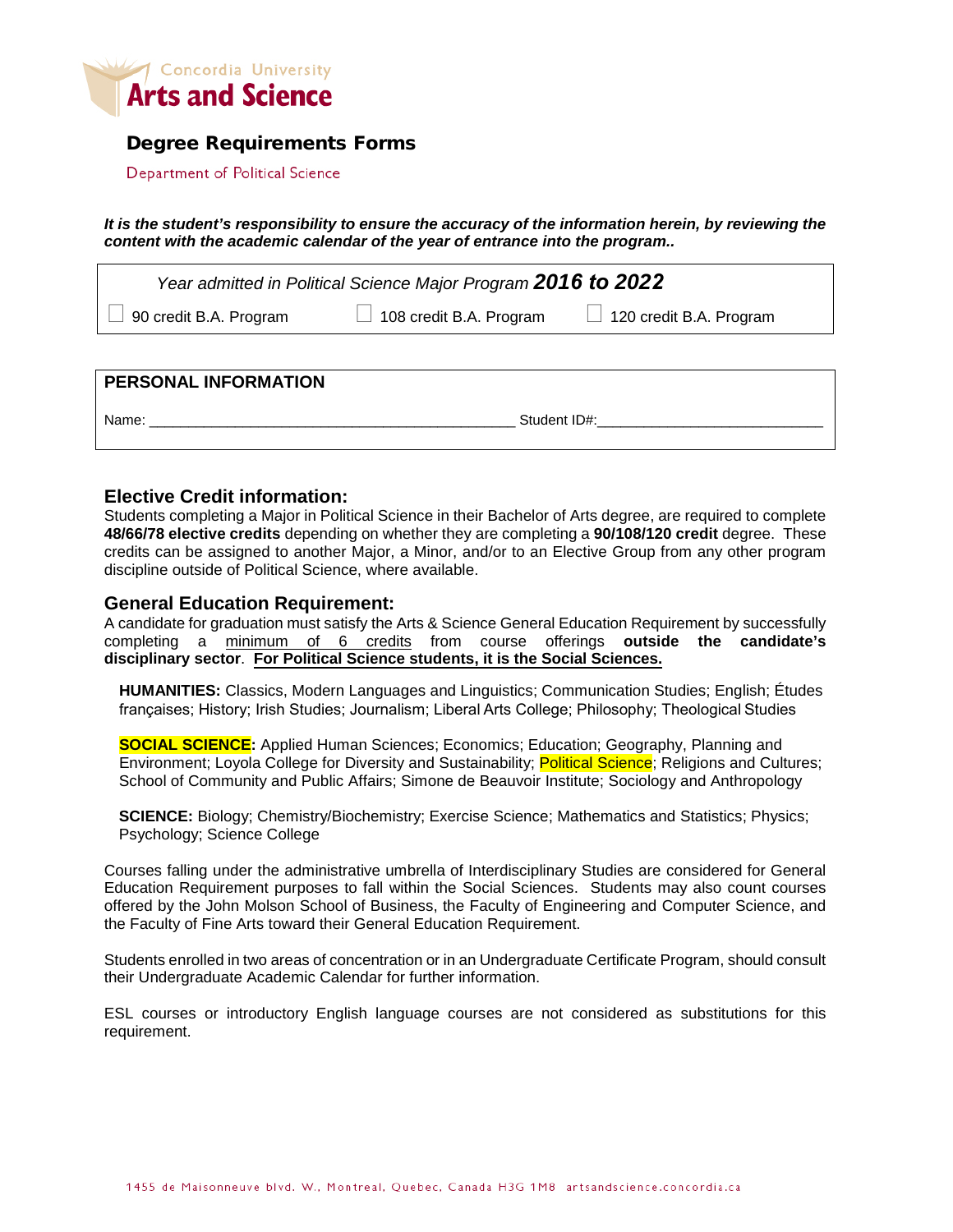Concordia University
**Arts and Science**

# Degree Requirements Forms

Department of Political Science

***It is the student's responsibility to ensure the accuracy of the information herein, by reviewing the content with the academic calendar of the year of entrance into the program..***

*Year admitted in Political Science Major Program* ***2016 to 2022***

☐ 90 credit B.A. Program ☐ 108 credit B.A. Program ☐ 120 credit B.A. Program

## PERSONAL INFORMATION

Name: ______________________________________________ Student ID#:____________________________

## Elective Credit information:

Students completing a Major in Political Science in their Bachelor of Arts degree, are required to complete **48/66/78 elective credits** depending on whether they are completing a **90/108/120 credit** degree. These credits can be assigned to another Major, a Minor, and/or to an Elective Group from any other program discipline outside of Political Science, where available.

## General Education Requirement:

A candidate for graduation must satisfy the Arts & Science General Education Requirement by successfully completing a minimum of 6 credits from course offerings **outside the candidate's disciplinary sector**. **For Political Science students, it is the Social Sciences.**

**HUMANITIES:** Classics, Modern Languages and Linguistics; Communication Studies; English; Études françaises; History; Irish Studies; Journalism; Liberal Arts College; Philosophy; Theological Studies

**SOCIAL SCIENCE:** Applied Human Sciences; Economics; Education; Geography, Planning and Environment; Loyola College for Diversity and Sustainability; Political Science; Religions and Cultures; School of Community and Public Affairs; Simone de Beauvoir Institute; Sociology and Anthropology

**SCIENCE:** Biology; Chemistry/Biochemistry; Exercise Science; Mathematics and Statistics; Physics; Psychology; Science College

Courses falling under the administrative umbrella of Interdisciplinary Studies are considered for General Education Requirement purposes to fall within the Social Sciences. Students may also count courses offered by the John Molson School of Business, the Faculty of Engineering and Computer Science, and the Faculty of Fine Arts toward their General Education Requirement.

Students enrolled in two areas of concentration or in an Undergraduate Certificate Program, should consult their Undergraduate Academic Calendar for further information.

ESL courses or introductory English language courses are not considered as substitutions for this requirement.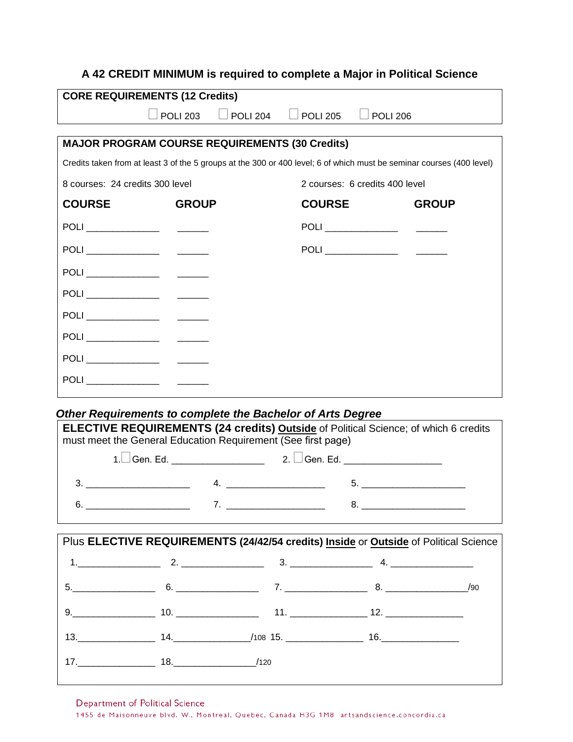## A 42 CREDIT MINIMUM is required to complete a Major in Political Science

**CORE REQUIREMENTS (12 Credits)**

☐ POLI 203 ☐ POLI 204 ☐ POLI 205 ☐ POLI 206

**MAJOR PROGRAM COURSE REQUIREMENTS (30 Credits)**

Credits taken from at least 3 of the 5 groups at the 300 or 400 level; 6 of which must be seminar courses (400 level)

| 8 courses: 24 credits 300 level | | 2 courses: 6 credits 400 level | |
|---|---|---|---|
| **COURSE** | **GROUP** | **COURSE** | **GROUP** |
| POLI ______________ | ______ | POLI ______________ | ______ |
| POLI ______________ | ______ | POLI ______________ | ______ |
| POLI ______________ | ______ | | |
| POLI ______________ | ______ | | |
| POLI ______________ | ______ | | |
| POLI ______________ | ______ | | |
| POLI ______________ | ______ | | |
| POLI ______________ | ______ | | |

### *Other Requirements to complete the Bachelor of Arts Degree*

**ELECTIVE REQUIREMENTS (24 credits) Outside** of Political Science; of which 6 credits must meet the General Education Requirement (See first page)

1. ☐ Gen. Ed. __________________ 2. ☐ Gen. Ed. ___________________

3. ____________________ 4. ___________________ 5. ____________________

6. ____________________ 7. ___________________ 8. ____________________

Plus **ELECTIVE REQUIREMENTS (24/42/54 credits) Inside** or **Outside** of Political Science

1.________________ 2. ________________ 3. ________________ 4. ________________

5.________________ 6. ________________ 7. ________________ 8. ________________/90

9.________________ 10. ________________ 11. _______________ 12. _______________

13._______________ 14._______________/108 15. _______________ 16._______________

17._______________ 18.________________/120

Department of Political Science

1455 de Maisonneuve blvd. W., Montreal, Quebec, Canada H3G 1M8 artsandscience.concordia.ca